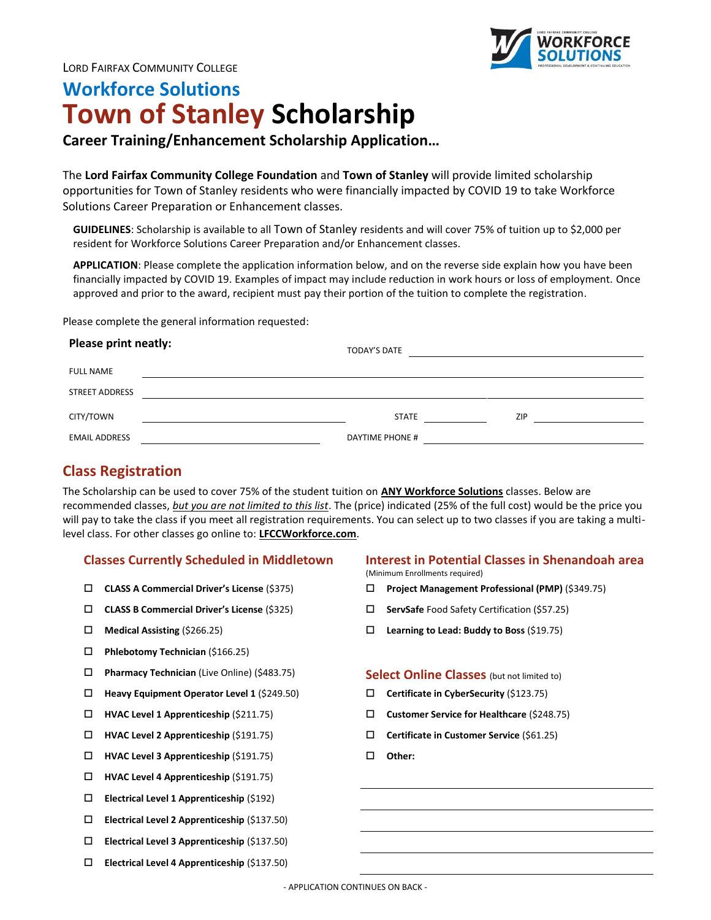LORD FAIRFAX COMMUNITY COLLEGE

# Workforce Solutions

# Town of Stanley Scholarship

## Career Training/Enhancement Scholarship Application…

The **Lord Fairfax Community College Foundation** and **Town of Stanley** will provide limited scholarship opportunities for Town of Stanley residents who were financially impacted by COVID 19 to take Workforce Solutions Career Preparation or Enhancement classes.

**GUIDELINES**: Scholarship is available to all Town of Stanley residents and will cover 75% of tuition up to $2,000 per resident for Workforce Solutions Career Preparation and/or Enhancement classes.

**APPLICATION**: Please complete the application information below, and on the reverse side explain how you have been financially impacted by COVID 19. Examples of impact may include reduction in work hours or loss of employment. Once approved and prior to the award, recipient must pay their portion of the tuition to complete the registration.

Please complete the general information requested:

**Please print neatly:**

TODAY'S DATE ______________________

FULL NAME ______________________

STREET ADDRESS ______________________

CITY/TOWN ______________________ STATE ____________ ZIP ____________

EMAIL ADDRESS ______________________ DAYTIME PHONE # ______________________

## Class Registration

The Scholarship can be used to cover 75% of the student tuition on **ANY Workforce Solutions** classes. Below are recommended classes, *but you are not limited to this list*. The (price) indicated (25% of the full cost) would be the price you will pay to take the class if you meet all registration requirements. You can select up to two classes if you are taking a multi-level class. For other classes go online to: **LFCCWorkforce.com**.

### Classes Currently Scheduled in Middletown

- ☐ **CLASS A Commercial Driver's License** ($375)
- ☐ **CLASS B Commercial Driver's License** ($325)
- ☐ **Medical Assisting** ($266.25)
- ☐ **Phlebotomy Technician** ($166.25)
- ☐ **Pharmacy Technician** (Live Online) ($483.75)
- ☐ **Heavy Equipment Operator Level 1** ($249.50)
- ☐ **HVAC Level 1 Apprenticeship** ($211.75)
- ☐ **HVAC Level 2 Apprenticeship** ($191.75)
- ☐ **HVAC Level 3 Apprenticeship** ($191.75)
- ☐ **HVAC Level 4 Apprenticeship** ($191.75)
- ☐ **Electrical Level 1 Apprenticeship** ($192)
- ☐ **Electrical Level 2 Apprenticeship** ($137.50)
- ☐ **Electrical Level 3 Apprenticeship** ($137.50)
- ☐ **Electrical Level 4 Apprenticeship** ($137.50)

### Interest in Potential Classes in Shenandoah area

(Minimum Enrollments required)

- ☐ **Project Management Professional (PMP)** ($349.75)
- ☐ **ServSafe** Food Safety Certification ($57.25)
- ☐ **Learning to Lead: Buddy to Boss** ($19.75)

### Select Online Classes (but not limited to)

- ☐ **Certificate in CyberSecurity** ($123.75)
- ☐ **Customer Service for Healthcare** ($248.75)
- ☐ **Certificate in Customer Service** ($61.25)
- ☐ **Other:**

______________________

______________________

______________________

______________________

______________________

- APPLICATION CONTINUES ON BACK -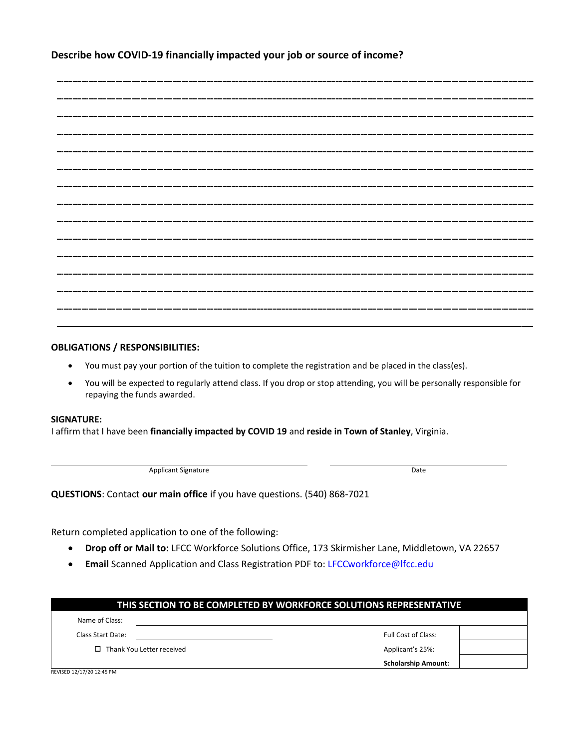**Describe how COVID-19 financially impacted your job or source of income?**

---

---

---

---

---

---

---

---

---

---

---

---

---

---

---

**OBLIGATIONS / RESPONSIBILITIES:**

- You must pay your portion of the tuition to complete the registration and be placed in the class(es).
- You will be expected to regularly attend class. If you drop or stop attending, you will be personally responsible for repaying the funds awarded.

**SIGNATURE:**
I affirm that I have been **financially impacted by COVID 19** and **reside in Town of Stanley**, Virginia.

| | |
|---|---|
| Applicant Signature | Date |

**QUESTIONS**: Contact **our main office** if you have questions. (540) 868-7021

Return completed application to one of the following:

- **Drop off or Mail to:** LFCC Workforce Solutions Office, 173 Skirmisher Lane, Middletown, VA 22657
- **Email** Scanned Application and Class Registration PDF to: LFCCworkforce@lfcc.edu

| THIS SECTION TO BE COMPLETED BY WORKFORCE SOLUTIONS REPRESENTATIVE | | | |
|---|---|---|---|
| Name of Class: | | | |
| Class Start Date: | | Full Cost of Class: | |
| ☐ Thank You Letter received | | Applicant's 25%: | |
| | | **Scholarship Amount:** | |

REVISED 12/17/20 12:45 PM